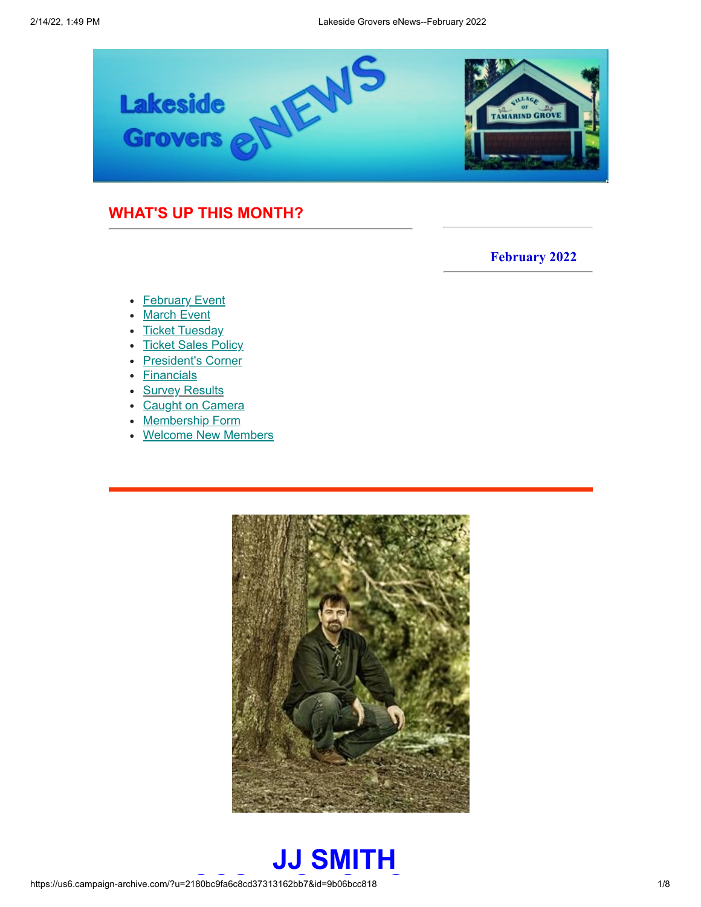Lakeside Grovers eNEWS

## WHAT'S UP THIS MONTH?

**February 2022**

- February Event
- March Event
- Ticket Tuesday
- Ticket Sales Policy
- President's Corner
- Financials
- Survey Results
- Caught on Camera
- Membership Form
- Welcome New Members

# JJ SMITH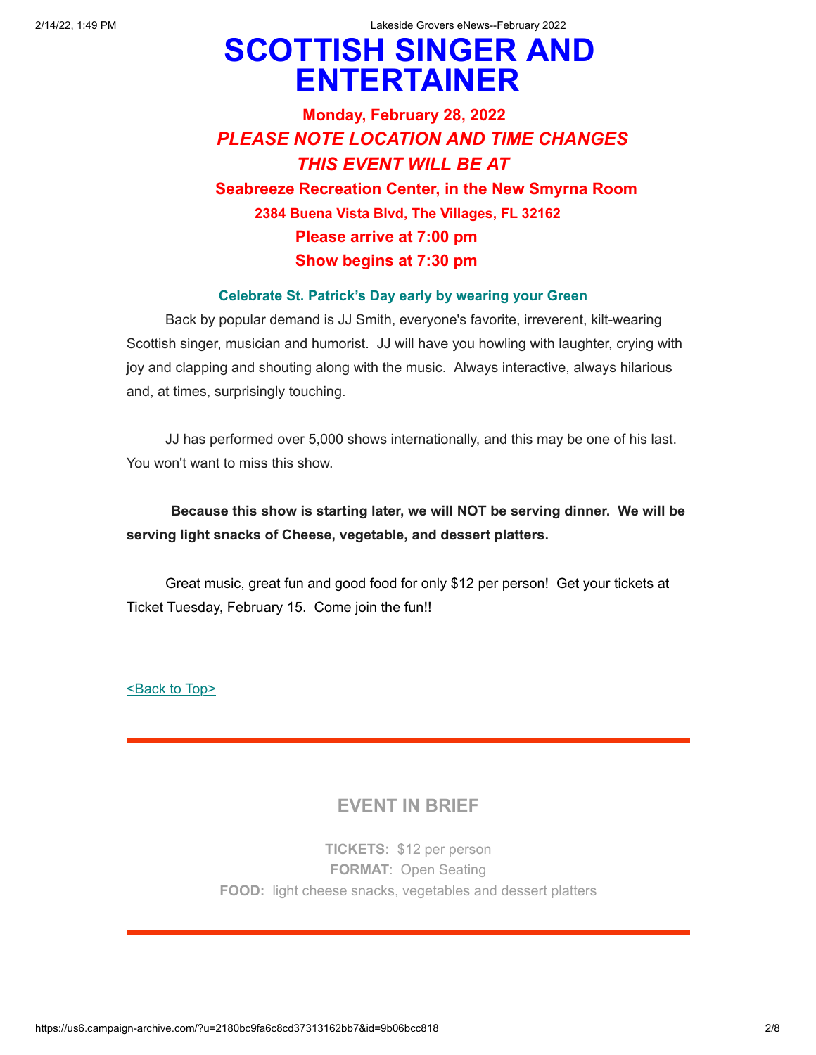# SCOTTISH SINGER AND ENTERTAINER

**Monday, February 28, 2022**

***PLEASE NOTE LOCATION AND TIME CHANGES***

***THIS EVENT WILL BE AT***

**Seabreeze Recreation Center, in the New Smyrna Room**

**2384 Buena Vista Blvd, The Villages, FL 32162**

**Please arrive at 7:00 pm**

**Show begins at 7:30 pm**

**Celebrate St. Patrick's Day early by wearing your Green**

Back by popular demand is JJ Smith, everyone's favorite, irreverent, kilt-wearing Scottish singer, musician and humorist. JJ will have you howling with laughter, crying with joy and clapping and shouting along with the music. Always interactive, always hilarious and, at times, surprisingly touching.

JJ has performed over 5,000 shows internationally, and this may be one of his last. You won't want to miss this show.

**Because this show is starting later, we will NOT be serving dinner. We will be serving light snacks of Cheese, vegetable, and dessert platters.**

Great music, great fun and good food for only $12 per person! Get your tickets at Ticket Tuesday, February 15. Come join the fun!!

<Back to Top>

---

## EVENT IN BRIEF

**TICKETS:** $12 per person

**FORMAT**: Open Seating

**FOOD:** light cheese snacks, vegetables and dessert platters

---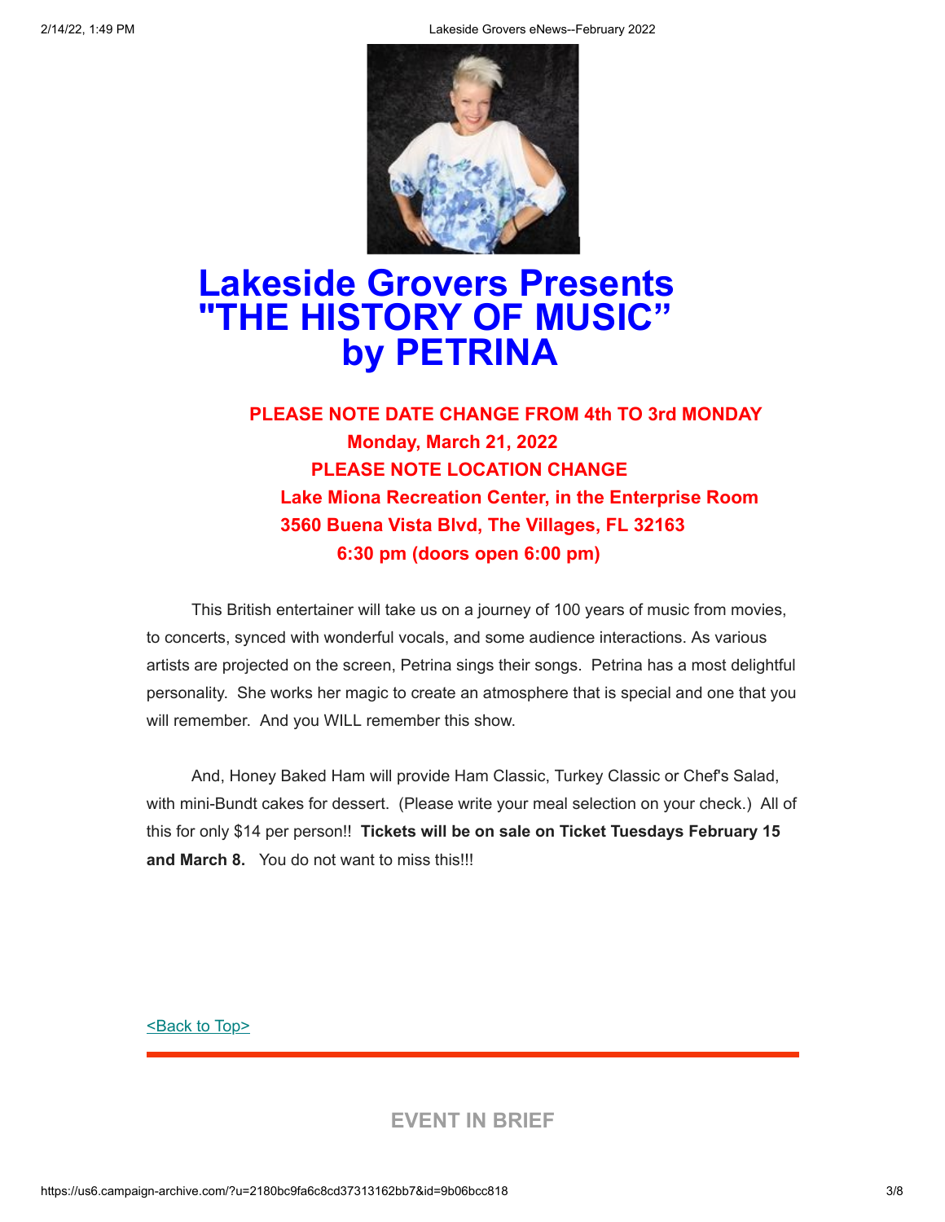# Lakeside Grovers Presents "THE HISTORY OF MUSIC" by PETRINA

**PLEASE NOTE DATE CHANGE FROM 4th TO 3rd MONDAY**
**Monday, March 21, 2022**
**PLEASE NOTE LOCATION CHANGE**
**Lake Miona Recreation Center, in the Enterprise Room**
**3560 Buena Vista Blvd, The Villages, FL 32163**
**6:30 pm (doors open 6:00 pm)**

This British entertainer will take us on a journey of 100 years of music from movies, to concerts, synced with wonderful vocals, and some audience interactions. As various artists are projected on the screen, Petrina sings their songs. Petrina has a most delightful personality. She works her magic to create an atmosphere that is special and one that you will remember. And you WILL remember this show.

And, Honey Baked Ham will provide Ham Classic, Turkey Classic or Chef's Salad, with mini-Bundt cakes for dessert. (Please write your meal selection on your check.) All of this for only $14 per person!! **Tickets will be on sale on Ticket Tuesdays February 15 and March 8.** You do not want to miss this!!!

<Back to Top>

---

## EVENT IN BRIEF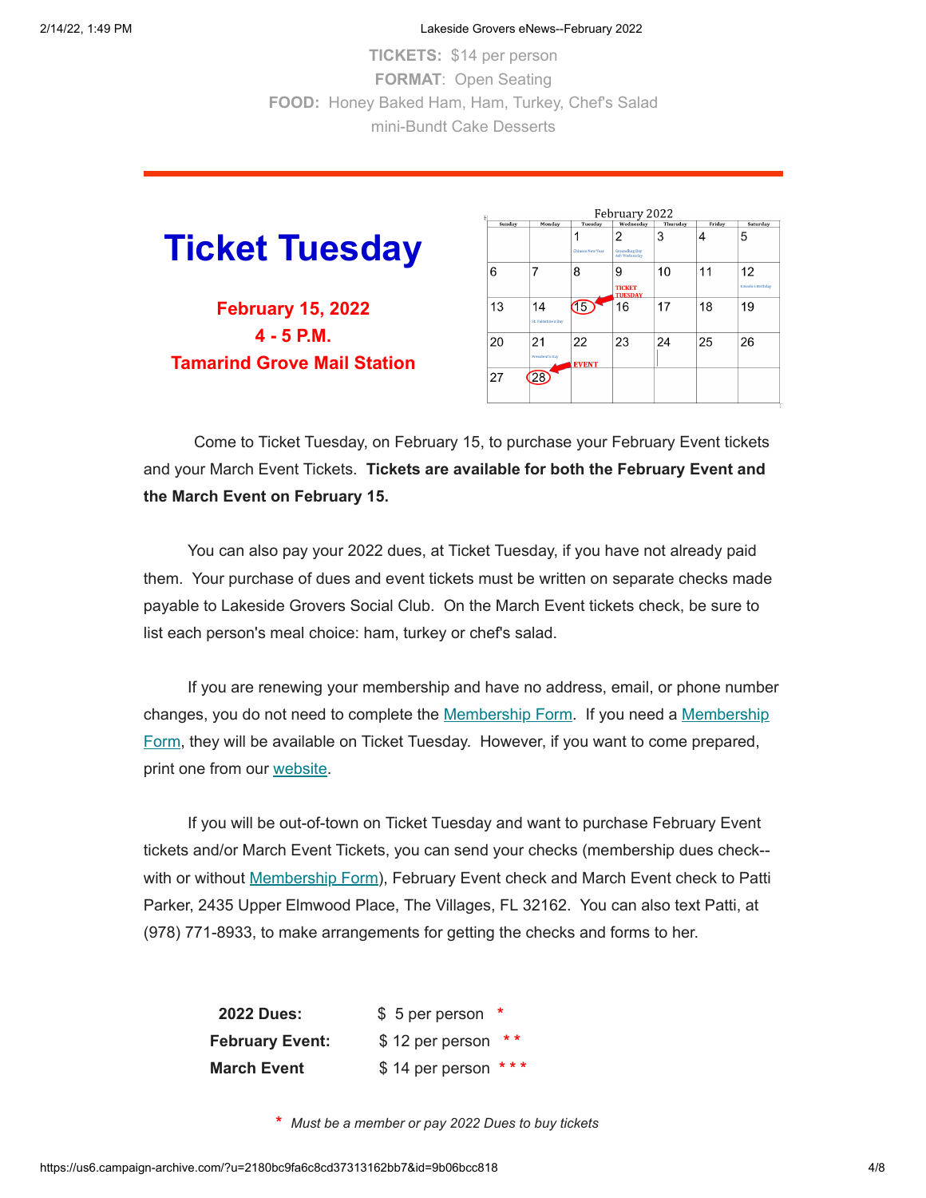**TICKETS:** $14 per person
**FORMAT**: Open Seating
**FOOD:** Honey Baked Ham, Ham, Turkey, Chef's Salad
mini-Bundt Cake Desserts

---

# Ticket Tuesday

**February 15, 2022**
**4 - 5 P.M.**
**Tamarind Grove Mail Station**

February 2022

| Sunday | Monday | Tuesday | Wednesday | Thursday | Friday | Saturday |
|---|---|---|---|---|---|---|
| | | 1 Chinese New Year | 2 Groundhog Day Ash Wednesday | 3 | 4 | 5 |
| 6 | 7 | 8 | 9 TICKET TUESDAY | 10 | 11 | 12 Lincoln's Birthday |
| 13 | 14 St. Valentine's Day | 15 | 16 | 17 | 18 | 19 |
| 20 | 21 President's Day | 22 EVENT | 23 | 24 | 25 | 26 |
| 27 | 28 | | | | | |

Come to Ticket Tuesday, on February 15, to purchase your February Event tickets and your March Event Tickets. **Tickets are available for both the February Event and the March Event on February 15.**

You can also pay your 2022 dues, at Ticket Tuesday, if you have not already paid them. Your purchase of dues and event tickets must be written on separate checks made payable to Lakeside Grovers Social Club. On the March Event tickets check, be sure to list each person's meal choice: ham, turkey or chef's salad.

If you are renewing your membership and have no address, email, or phone number changes, you do not need to complete the Membership Form. If you need a Membership Form, they will be available on Ticket Tuesday. However, if you want to come prepared, print one from our website.

If you will be out-of-town on Ticket Tuesday and want to purchase February Event tickets and/or March Event Tickets, you can send your checks (membership dues check--with or without Membership Form), February Event check and March Event check to Patti Parker, 2435 Upper Elmwood Place, The Villages, FL 32162. You can also text Patti, at (978) 771-8933, to make arrangements for getting the checks and forms to her.

| | |
|---|---|
| **2022 Dues:** | $ 5 per person * |
| **February Event:** | $ 12 per person ** |
| **March Event** | $ 14 per person *** |

\* *Must be a member or pay 2022 Dues to buy tickets*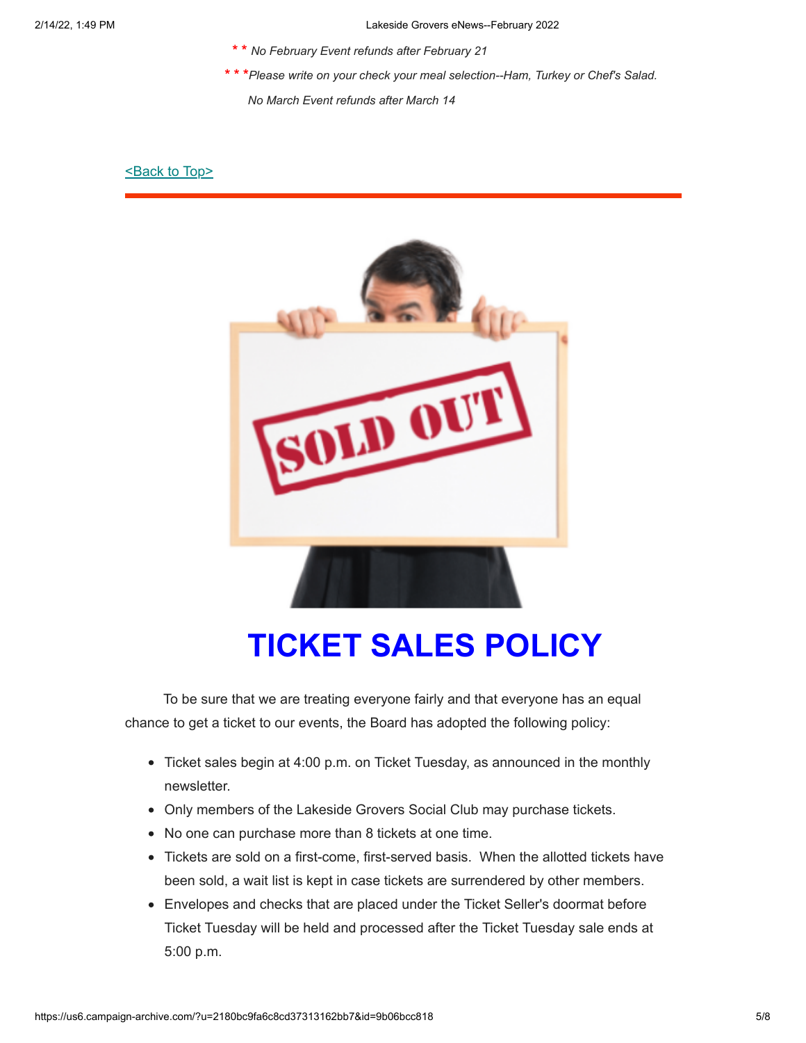* * *No February Event refunds after February 21*

* * **Please write on your check your meal selection--Ham, Turkey or Chef's Salad.*

*No March Event refunds after March 14*

<Back to Top>

---

# TICKET SALES POLICY

To be sure that we are treating everyone fairly and that everyone has an equal chance to get a ticket to our events, the Board has adopted the following policy:

- Ticket sales begin at 4:00 p.m. on Ticket Tuesday, as announced in the monthly newsletter.
- Only members of the Lakeside Grovers Social Club may purchase tickets.
- No one can purchase more than 8 tickets at one time.
- Tickets are sold on a first-come, first-served basis. When the allotted tickets have been sold, a wait list is kept in case tickets are surrendered by other members.
- Envelopes and checks that are placed under the Ticket Seller's doormat before Ticket Tuesday will be held and processed after the Ticket Tuesday sale ends at 5:00 p.m.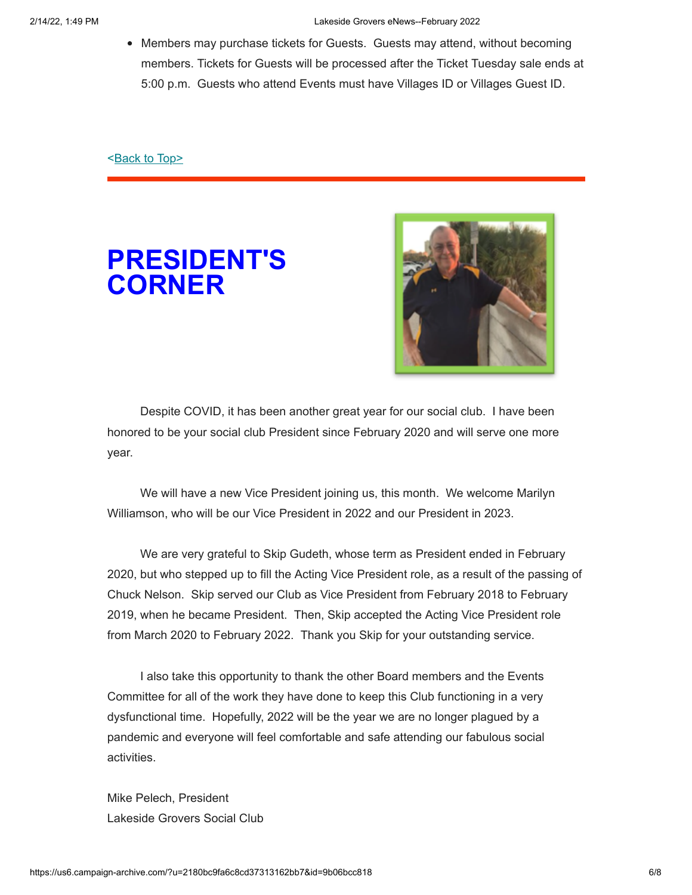- Members may purchase tickets for Guests. Guests may attend, without becoming members. Tickets for Guests will be processed after the Ticket Tuesday sale ends at 5:00 p.m. Guests who attend Events must have Villages ID or Villages Guest ID.

<Back to Top>

# PRESIDENT'S CORNER

Despite COVID, it has been another great year for our social club. I have been honored to be your social club President since February 2020 and will serve one more year.

We will have a new Vice President joining us, this month. We welcome Marilyn Williamson, who will be our Vice President in 2022 and our President in 2023.

We are very grateful to Skip Gudeth, whose term as President ended in February 2020, but who stepped up to fill the Acting Vice President role, as a result of the passing of Chuck Nelson. Skip served our Club as Vice President from February 2018 to February 2019, when he became President. Then, Skip accepted the Acting Vice President role from March 2020 to February 2022. Thank you Skip for your outstanding service.

I also take this opportunity to thank the other Board members and the Events Committee for all of the work they have done to keep this Club functioning in a very dysfunctional time. Hopefully, 2022 will be the year we are no longer plagued by a pandemic and everyone will feel comfortable and safe attending our fabulous social activities.

Mike Pelech, President
Lakeside Grovers Social Club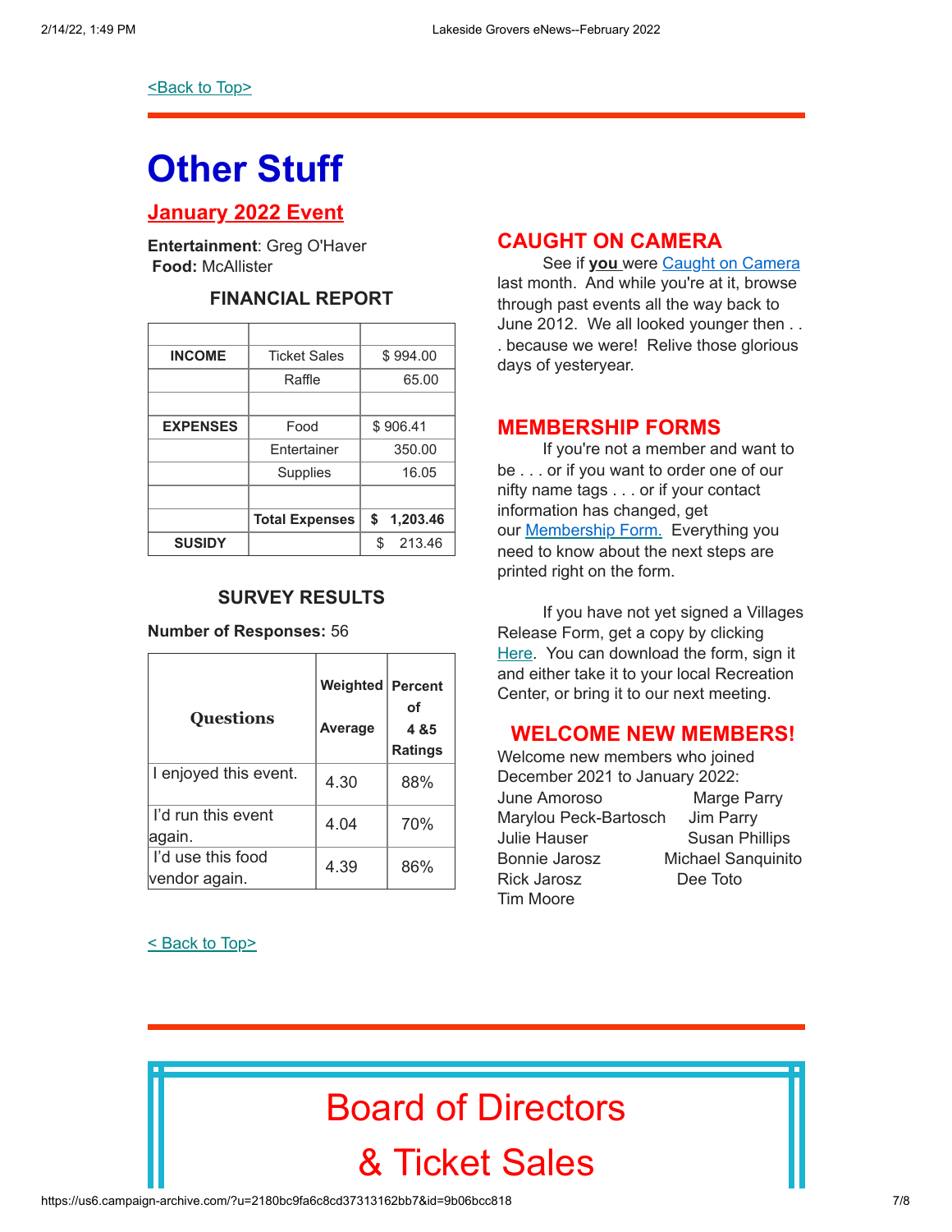[<Back to Top>]

# Other Stuff

## January 2022 Event

**Entertainment**: Greg O'Haver
**Food:** McAllister

### FINANCIAL REPORT

| | | |
|---|---|---|
| **INCOME** | Ticket Sales | $ 994.00 |
| | Raffle | 65.00 |
| | | |
| **EXPENSES** | Food | $ 906.41 |
| | Entertainer | 350.00 |
| | Supplies | 16.05 |
| | | |
| | **Total Expenses** | **$ 1,203.46** |
| **SUSIDY** | | $ 213.46 |

### SURVEY RESULTS

**Number of Responses:** 56

| Questions | Weighted Average | Percent of 4 &5 Ratings |
|---|---|---|
| I enjoyed this event. | 4.30 | 88% |
| I'd run this event again. | 4.04 | 70% |
| I'd use this food vendor again. | 4.39 | 86% |

[< Back to Top>]

## CAUGHT ON CAMERA

See if **you** were Caught on Camera last month. And while you're at it, browse through past events all the way back to June 2012. We all looked younger then . . . because we were! Relive those glorious days of yesteryear.

## MEMBERSHIP FORMS

If you're not a member and want to be . . . or if you want to order one of our nifty name tags . . . or if your contact information has changed, get our Membership Form. Everything you need to know about the next steps are printed right on the form.

If you have not yet signed a Villages Release Form, get a copy by clicking Here. You can download the form, sign it and either take it to your local Recreation Center, or bring it to our next meeting.

## WELCOME NEW MEMBERS!

Welcome new members who joined December 2021 to January 2022:

- June Amoroso
- Marylou Peck-Bartosch
- Julie Hauser
- Bonnie Jarosz
- Rick Jarosz
- Tim Moore
- Marge Parry
- Jim Parry
- Susan Phillips
- Michael Sanquinito
- Dee Toto

# Board of Directors & Ticket Sales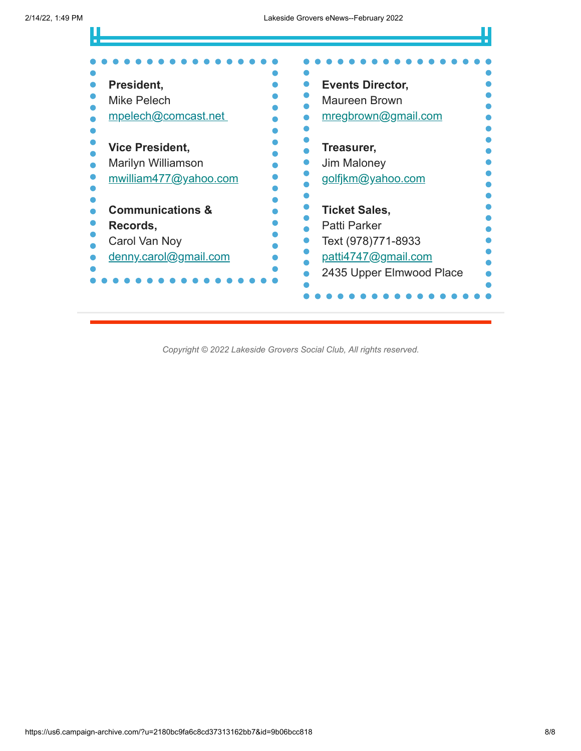**President,**
Mike Pelech
mpelech@comcast.net

**Vice President,**
Marilyn Williamson
mwilliam477@yahoo.com

**Communications & Records,**
Carol Van Noy
denny.carol@gmail.com

**Events Director,**
Maureen Brown
mregbrown@gmail.com

**Treasurer,**
Jim Maloney
golfjkm@yahoo.com

**Ticket Sales,**
Patti Parker
Text (978)771-8933
patti4747@gmail.com
2435 Upper Elmwood Place

*Copyright © 2022 Lakeside Grovers Social Club, All rights reserved.*